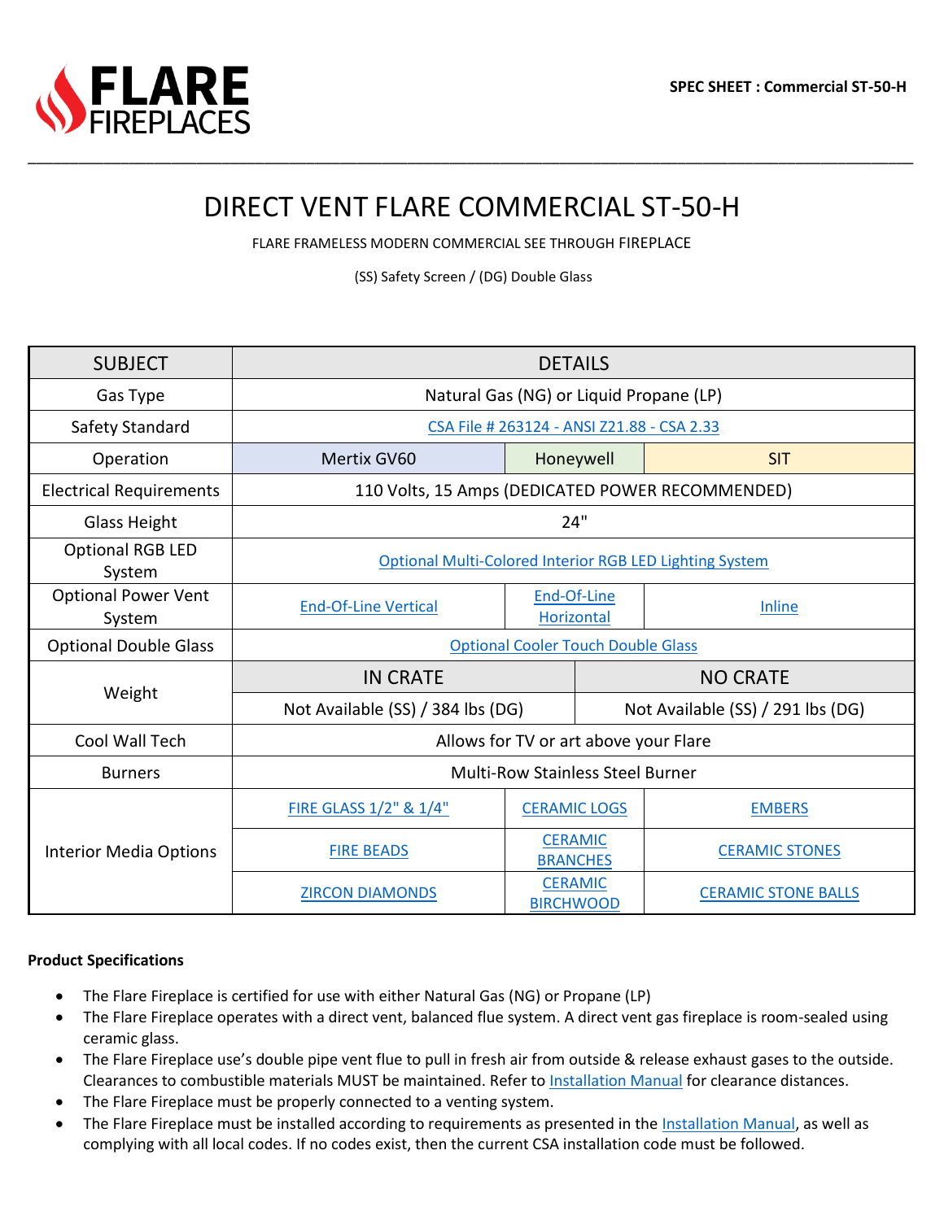**FLARE FIREPLACES**

**SPEC SHEET : Commercial ST-50-H**

# DIRECT VENT FLARE COMMERCIAL ST-50-H

FLARE FRAMELESS MODERN COMMERCIAL SEE THROUGH FIREPLACE

(SS) Safety Screen / (DG) Double Glass

| SUBJECT | DETAILS | | |
|---|---|---|---|
| Gas Type | Natural Gas (NG) or Liquid Propane (LP) | | |
| Safety Standard | CSA File # 263124 - ANSI Z21.88 - CSA 2.33 | | |
| Operation | Mertix GV60 | Honeywell | SIT |
| Electrical Requirements | 110 Volts, 15 Amps (DEDICATED POWER RECOMMENDED) | | |
| Glass Height | 24" | | |
| Optional RGB LED System | Optional Multi-Colored Interior RGB LED Lighting System | | |
| Optional Power Vent System | End-Of-Line Vertical | End-Of-Line Horizontal | Inline |
| Optional Double Glass | Optional Cooler Touch Double Glass | | |
| Weight | IN CRATE | NO CRATE | |
| | Not Available (SS) / 384 lbs (DG) | Not Available (SS) / 291 lbs (DG) | |
| Cool Wall Tech | Allows for TV or art above your Flare | | |
| Burners | Multi-Row Stainless Steel Burner | | |
| Interior Media Options | FIRE GLASS 1/2" & 1/4" | CERAMIC LOGS | EMBERS |
| | FIRE BEADS | CERAMIC BRANCHES | CERAMIC STONES |
| | ZIRCON DIAMONDS | CERAMIC BIRCHWOOD | CERAMIC STONE BALLS |

**Product Specifications**

- The Flare Fireplace is certified for use with either Natural Gas (NG) or Propane (LP)
- The Flare Fireplace operates with a direct vent, balanced flue system. A direct vent gas fireplace is room-sealed using ceramic glass.
- The Flare Fireplace use's double pipe vent flue to pull in fresh air from outside & release exhaust gases to the outside. Clearances to combustible materials MUST be maintained. Refer to Installation Manual for clearance distances.
- The Flare Fireplace must be properly connected to a venting system.
- The Flare Fireplace must be installed according to requirements as presented in the Installation Manual, as well as complying with all local codes. If no codes exist, then the current CSA installation code must be followed.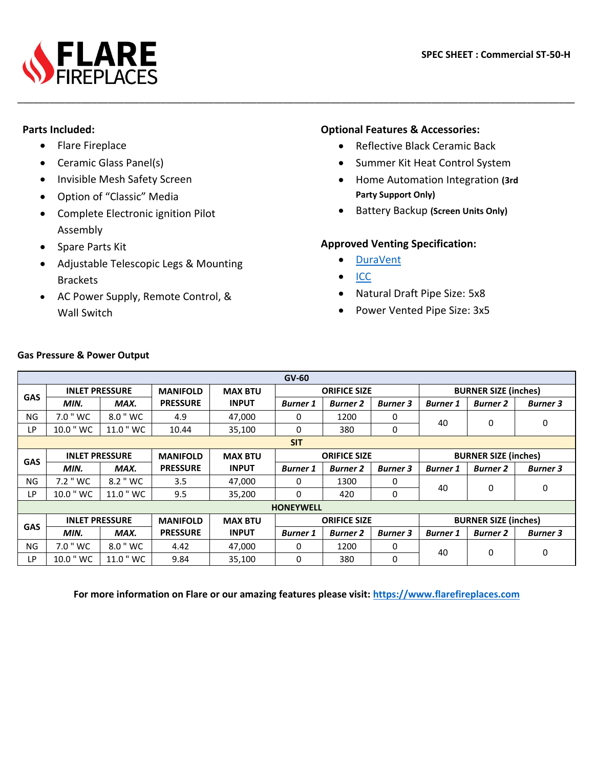**FLARE FIREPLACES**

**SPEC SHEET : Commercial ST-50-H**

**Parts Included:**

- Flare Fireplace
- Ceramic Glass Panel(s)
- Invisible Mesh Safety Screen
- Option of "Classic" Media
- Complete Electronic ignition Pilot Assembly
- Spare Parts Kit
- Adjustable Telescopic Legs & Mounting Brackets
- AC Power Supply, Remote Control, & Wall Switch

**Optional Features & Accessories:**

- Reflective Black Ceramic Back
- Summer Kit Heat Control System
- Home Automation Integration **(3rd Party Support Only)**
- Battery Backup **(Screen Units Only)**

**Approved Venting Specification:**

- DuraVent
- ICC
- Natural Draft Pipe Size: 5x8
- Power Vented Pipe Size: 3x5

**Gas Pressure & Power Output**

| GV-60 | | | | | | | | | | |
|---|---|---|---|---|---|---|---|---|---|---|
| **GAS** | **INLET PRESSURE** | | **MANIFOLD PRESSURE** | **MAX BTU INPUT** | **ORIFICE SIZE** | | | **BURNER SIZE (inches)** | | |
| | ***MIN.*** | ***MAX.*** | | | ***Burner 1*** | ***Burner 2*** | ***Burner 3*** | ***Burner 1*** | ***Burner 2*** | ***Burner 3*** |
| NG | 7.0 " WC | 8.0 " WC | 4.9 | 47,000 | 0 | 1200 | 0 | 40 | 0 | 0 |
| LP | 10.0 " WC | 11.0 " WC | 10.44 | 35,100 | 0 | 380 | 0 | | | |
| **SIT** | | | | | | | | | | |
| **GAS** | **INLET PRESSURE** | | **MANIFOLD PRESSURE** | **MAX BTU INPUT** | **ORIFICE SIZE** | | | **BURNER SIZE (inches)** | | |
| | ***MIN.*** | ***MAX.*** | | | ***Burner 1*** | ***Burner 2*** | ***Burner 3*** | ***Burner 1*** | ***Burner 2*** | ***Burner 3*** |
| NG | 7.2 " WC | 8.2 " WC | 3.5 | 47,000 | 0 | 1300 | 0 | 40 | 0 | 0 |
| LP | 10.0 " WC | 11.0 " WC | 9.5 | 35,200 | 0 | 420 | 0 | | | |
| **HONEYWELL** | | | | | | | | | | |
| **GAS** | **INLET PRESSURE** | | **MANIFOLD PRESSURE** | **MAX BTU INPUT** | **ORIFICE SIZE** | | | **BURNER SIZE (inches)** | | |
| | ***MIN.*** | ***MAX.*** | | | ***Burner 1*** | ***Burner 2*** | ***Burner 3*** | ***Burner 1*** | ***Burner 2*** | ***Burner 3*** |
| NG | 7.0 " WC | 8.0 " WC | 4.42 | 47,000 | 0 | 1200 | 0 | 40 | 0 | 0 |
| LP | 10.0 " WC | 11.0 " WC | 9.84 | 35,100 | 0 | 380 | 0 | | | |

**For more information on Flare or our amazing features please visit: https://www.flarefireplaces.com**